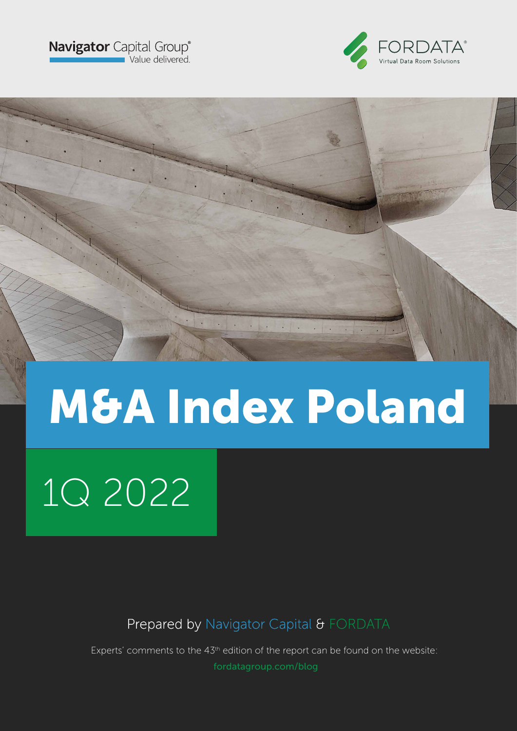Navigator Capital Group®
Value delivered.

FORDATA®
Virtual Data Room Solutions

# M&A Index Poland

## 1Q 2022

Prepared by Navigator Capital & FORDATA

Experts' comments to the 43th edition of the report can be found on the website:
fordatagroup.com/blog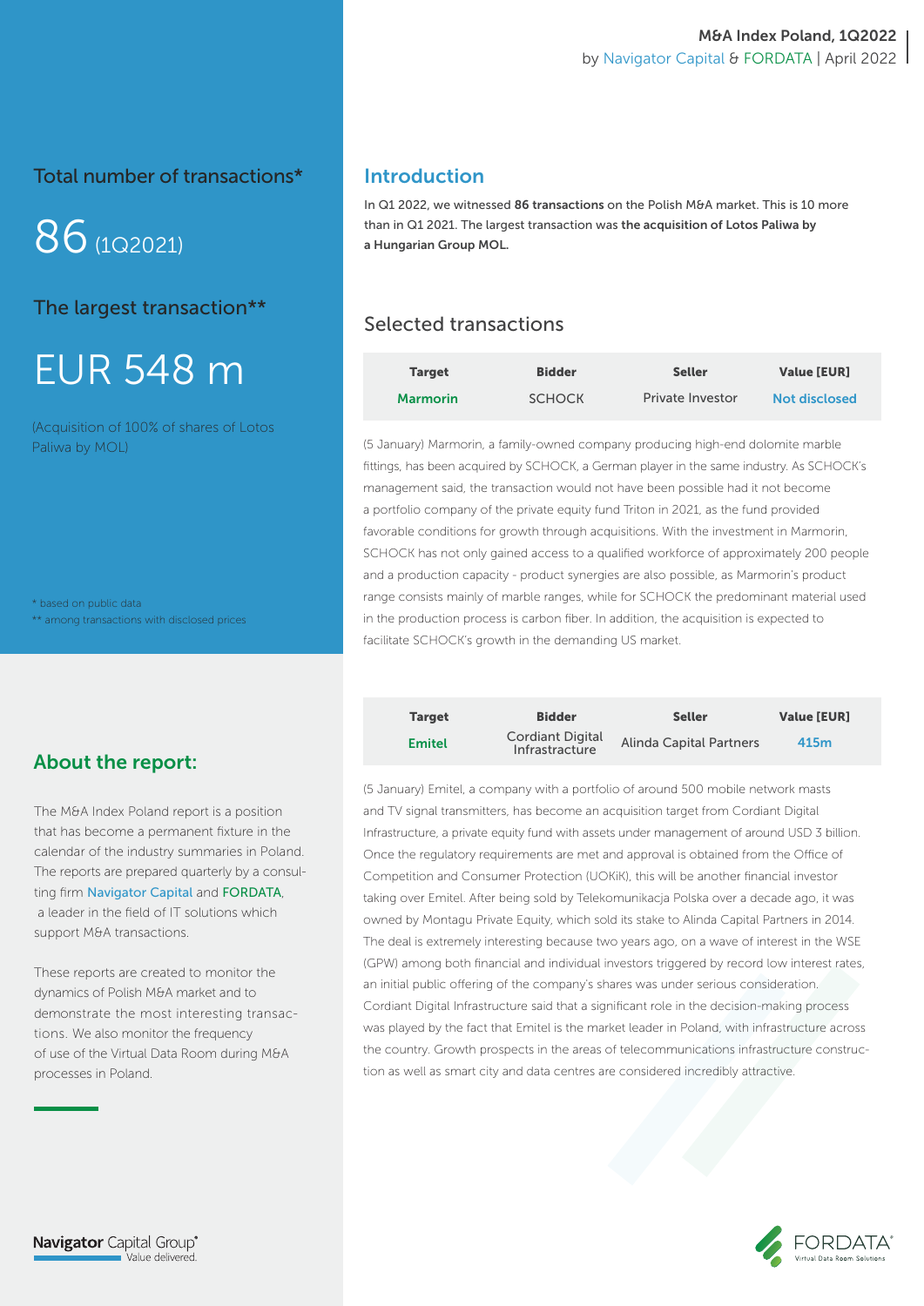Total number of transactions*

86 (1Q2021)

The largest transaction**

EUR 548 m

(Acquisition of 100% of shares of Lotos Paliwa by MOL)

\* based on public data
\*\* among transactions with disclosed prices

## About the report:

The M&A Index Poland report is a position that has become a permanent fixture in the calendar of the industry summaries in Poland. The reports are prepared quarterly by a consulting firm Navigator Capital and FORDATA, a leader in the field of IT solutions which support M&A transactions.

These reports are created to monitor the dynamics of Polish M&A market and to demonstrate the most interesting transactions. We also monitor the frequency of use of the Virtual Data Room during M&A processes in Poland.

## Introduction

In Q1 2022, we witnessed **86 transactions** on the Polish M&A market. This is 10 more than in Q1 2021. The largest transaction was **the acquisition of Lotos Paliwa by a Hungarian Group MOL.**

## Selected transactions

| Target | Bidder | Seller | Value [EUR] |
|---|---|---|---|
| Marmorin | SCHOCK | Private Investor | Not disclosed |

(5 January) Marmorin, a family-owned company producing high-end dolomite marble fittings, has been acquired by SCHOCK, a German player in the same industry. As SCHOCK's management said, the transaction would not have been possible had it not become a portfolio company of the private equity fund Triton in 2021, as the fund provided favorable conditions for growth through acquisitions. With the investment in Marmorin, SCHOCK has not only gained access to a qualified workforce of approximately 200 people and a production capacity - product synergies are also possible, as Marmorin's product range consists mainly of marble ranges, while for SCHOCK the predominant material used in the production process is carbon fiber. In addition, the acquisition is expected to facilitate SCHOCK's growth in the demanding US market.

| Target | Bidder | Seller | Value [EUR] |
|---|---|---|---|
| Emitel | Cordiant Digital Infrastructure | Alinda Capital Partners | 415m |

(5 January) Emitel, a company with a portfolio of around 500 mobile network masts and TV signal transmitters, has become an acquisition target from Cordiant Digital Infrastructure, a private equity fund with assets under management of around USD 3 billion. Once the regulatory requirements are met and approval is obtained from the Office of Competition and Consumer Protection (UOKiK), this will be another financial investor taking over Emitel. After being sold by Telekomunikacja Polska over a decade ago, it was owned by Montagu Private Equity, which sold its stake to Alinda Capital Partners in 2014. The deal is extremely interesting because two years ago, on a wave of interest in the WSE (GPW) among both financial and individual investors triggered by record low interest rates, an initial public offering of the company's shares was under serious consideration. Cordiant Digital Infrastructure said that a significant role in the decision-making process was played by the fact that Emitel is the market leader in Poland, with infrastructure across the country. Growth prospects in the areas of telecommunications infrastructure construction as well as smart city and data centres are considered incredibly attractive.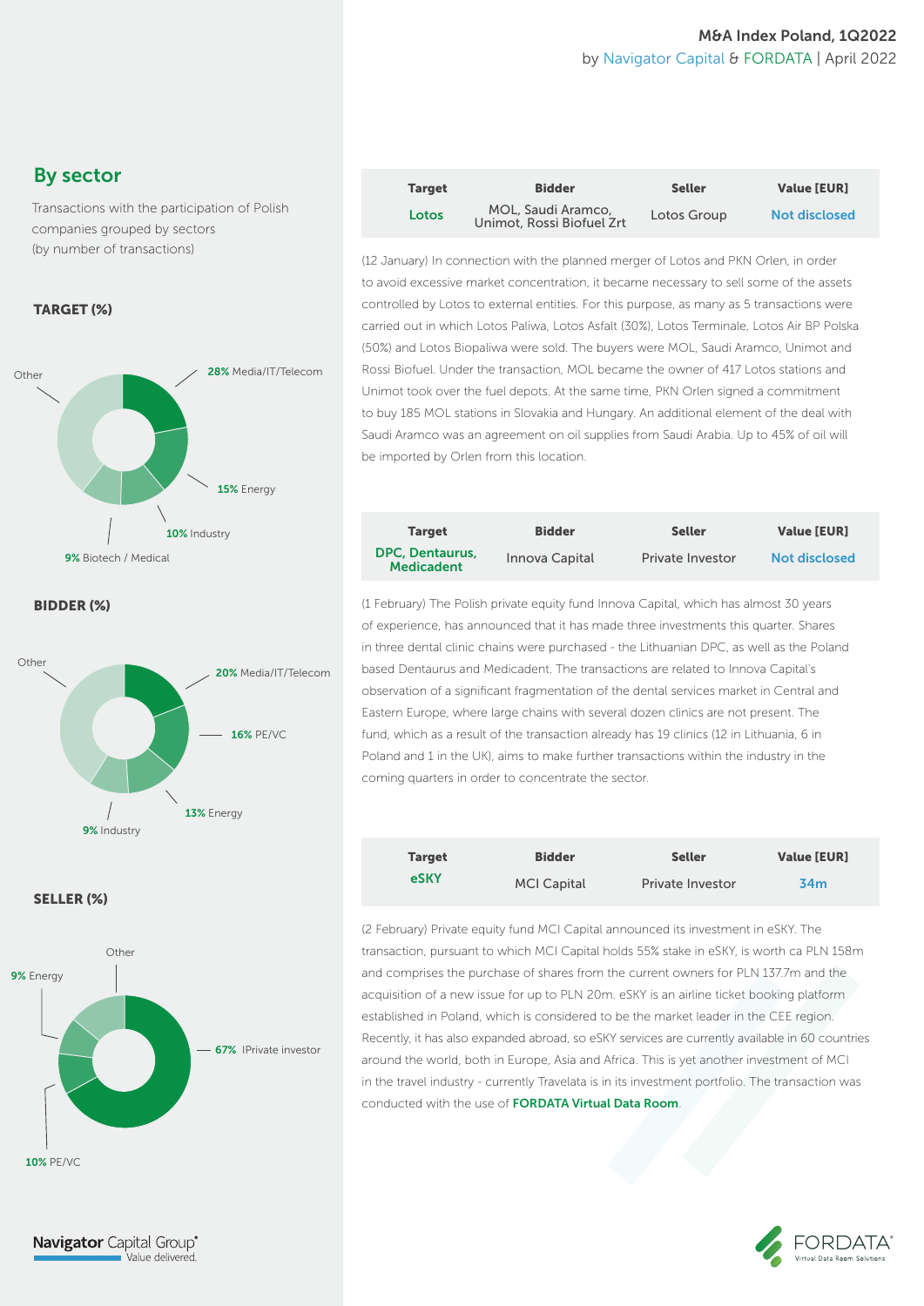## By sector

Transactions with the participation of Polish companies grouped by sectors (by number of transactions)

**TARGET (%)**

- 28% Media/IT/Telecom
- 15% Energy
- 10% Industry
- 9% Biotech / Medical
- Other

**BIDDER (%)**

- 20% Media/IT/Telecom
- 16% PE/VC
- 13% Energy
- 9% Industry
- Other

**SELLER (%)**

- 67% IPrivate investor
- 10% PE/VC
- 9% Energy
- Other

| Target | Bidder | Seller | Value [EUR] |
|---|---|---|---|
| Lotos | MOL, Saudi Aramco, Unimot, Rossi Biofuel Zrt | Lotos Group | Not disclosed |

(12 January) In connection with the planned merger of Lotos and PKN Orlen, in order to avoid excessive market concentration, it became necessary to sell some of the assets controlled by Lotos to external entities. For this purpose, as many as 5 transactions were carried out in which Lotos Paliwa, Lotos Asfalt (30%), Lotos Terminale, Lotos Air BP Polska (50%) and Lotos Biopaliwa were sold. The buyers were MOL, Saudi Aramco, Unimot and Rossi Biofuel. Under the transaction, MOL became the owner of 417 Lotos stations and Unimot took over the fuel depots. At the same time, PKN Orlen signed a commitment to buy 185 MOL stations in Slovakia and Hungary. An additional element of the deal with Saudi Aramco was an agreement on oil supplies from Saudi Arabia. Up to 45% of oil will be imported by Orlen from this location.

| Target | Bidder | Seller | Value [EUR] |
|---|---|---|---|
| DPC, Dentaurus, Medicadent | Innova Capital | Private Investor | Not disclosed |

(1 February) The Polish private equity fund Innova Capital, which has almost 30 years of experience, has announced that it has made three investments this quarter. Shares in three dental clinic chains were purchased - the Lithuanian DPC, as well as the Poland based Dentaurus and Medicadent. The transactions are related to Innova Capital's observation of a significant fragmentation of the dental services market in Central and Eastern Europe, where large chains with several dozen clinics are not present. The fund, which as a result of the transaction already has 19 clinics (12 in Lithuania, 6 in Poland and 1 in the UK), aims to make further transactions within the industry in the coming quarters in order to concentrate the sector.

| Target | Bidder | Seller | Value [EUR] |
|---|---|---|---|
| eSKY | MCI Capital | Private Investor | 34m |

(2 February) Private equity fund MCI Capital announced its investment in eSKY. The transaction, pursuant to which MCI Capital holds 55% stake in eSKY, is worth ca PLN 158m and comprises the purchase of shares from the current owners for PLN 137.7m and the acquisition of a new issue for up to PLN 20m. eSKY is an airline ticket booking platform established in Poland, which is considered to be the market leader in the CEE region. Recently, it has also expanded abroad, so eSKY services are currently available in 60 countries around the world, both in Europe, Asia and Africa. This is yet another investment of MCI in the travel industry - currently Travelata is in its investment portfolio. The transaction was conducted with the use of **FORDATA Virtual Data Room**.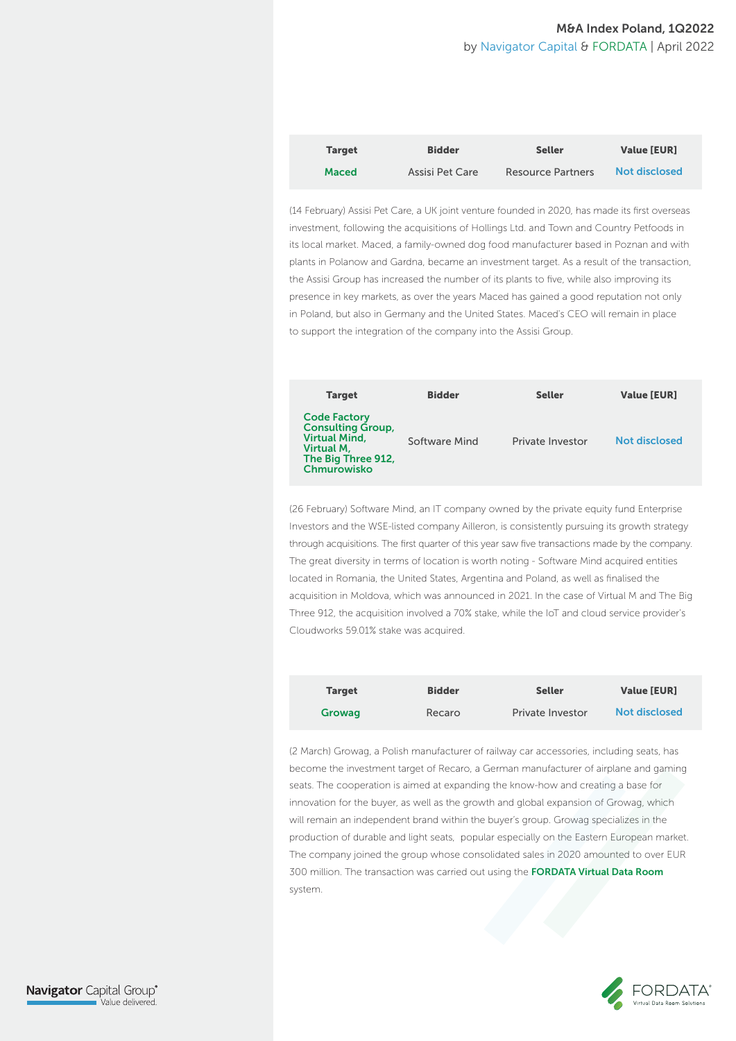| Target | Bidder | Seller | Value [EUR] |
|---|---|---|---|
| Maced | Assisi Pet Care | Resource Partners | Not disclosed |

(14 February) Assisi Pet Care, a UK joint venture founded in 2020, has made its first overseas investment, following the acquisitions of Hollings Ltd. and Town and Country Petfoods in its local market. Maced, a family-owned dog food manufacturer based in Poznan and with plants in Polanow and Gardna, became an investment target. As a result of the transaction, the Assisi Group has increased the number of its plants to five, while also improving its presence in key markets, as over the years Maced has gained a good reputation not only in Poland, but also in Germany and the United States. Maced's CEO will remain in place to support the integration of the company into the Assisi Group.

| Target | Bidder | Seller | Value [EUR] |
|---|---|---|---|
| Code Factory Consulting Group, Virtual Mind, Virtual M, The Big Three 912, Chmurowisko | Software Mind | Private Investor | Not disclosed |

(26 February) Software Mind, an IT company owned by the private equity fund Enterprise Investors and the WSE-listed company Ailleron, is consistently pursuing its growth strategy through acquisitions. The first quarter of this year saw five transactions made by the company. The great diversity in terms of location is worth noting - Software Mind acquired entities located in Romania, the United States, Argentina and Poland, as well as finalised the acquisition in Moldova, which was announced in 2021. In the case of Virtual M and The Big Three 912, the acquisition involved a 70% stake, while the IoT and cloud service provider's Cloudworks 59.01% stake was acquired.

| Target | Bidder | Seller | Value [EUR] |
|---|---|---|---|
| Growag | Recaro | Private Investor | Not disclosed |

(2 March) Growag, a Polish manufacturer of railway car accessories, including seats, has become the investment target of Recaro, a German manufacturer of airplane and gaming seats. The cooperation is aimed at expanding the know-how and creating a base for innovation for the buyer, as well as the growth and global expansion of Growag, which will remain an independent brand within the buyer's group. Growag specializes in the production of durable and light seats, popular especially on the Eastern European market. The company joined the group whose consolidated sales in 2020 amounted to over EUR 300 million. The transaction was carried out using the **FORDATA Virtual Data Room** system.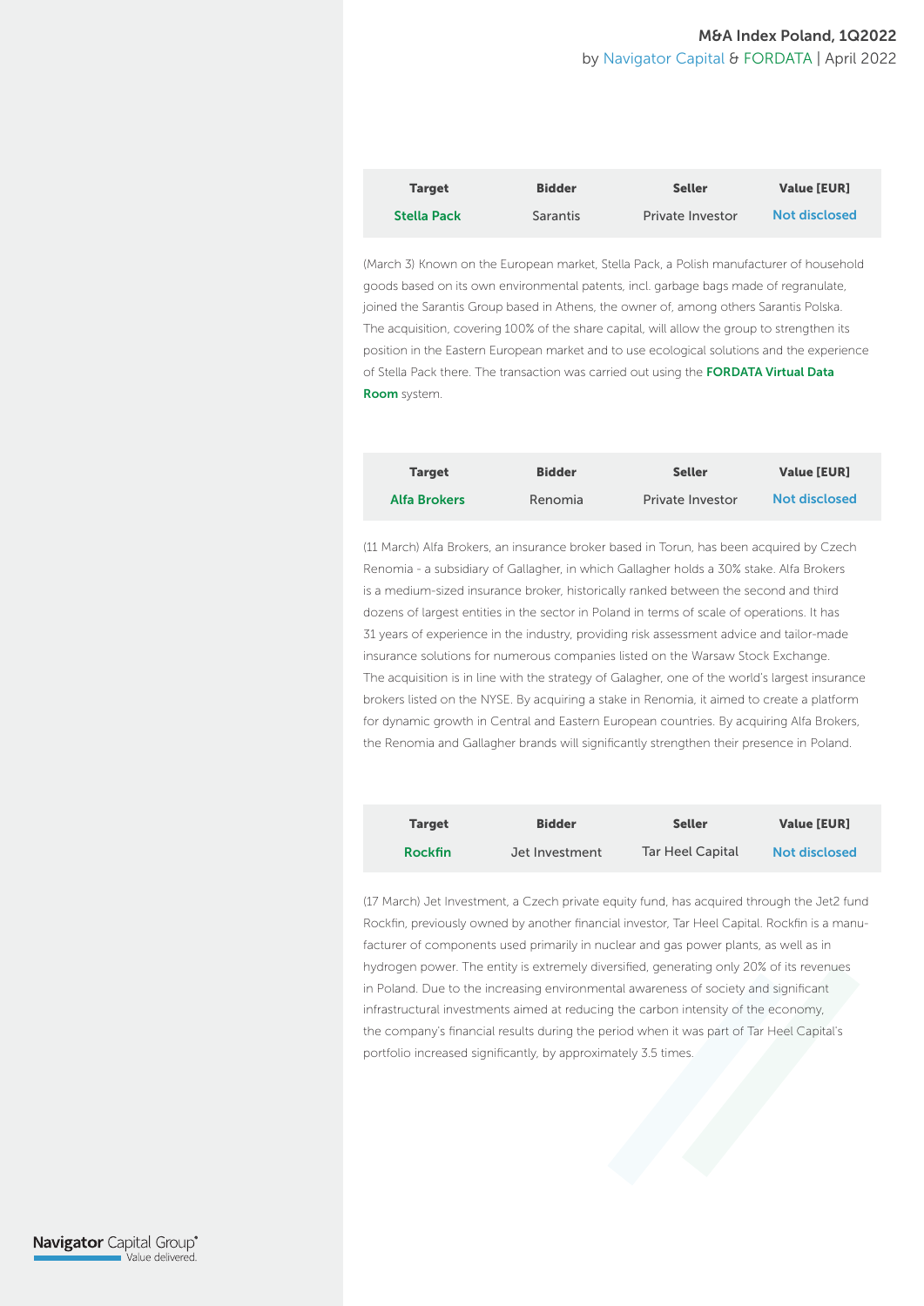| Target | Bidder | Seller | Value [EUR] |
|---|---|---|---|
| **Stella Pack** | Sarantis | Private Investor | Not disclosed |

(March 3) Known on the European market, Stella Pack, a Polish manufacturer of household goods based on its own environmental patents, incl. garbage bags made of regranulate, joined the Sarantis Group based in Athens, the owner of, among others Sarantis Polska. The acquisition, covering 100% of the share capital, will allow the group to strengthen its position in the Eastern European market and to use ecological solutions and the experience of Stella Pack there. The transaction was carried out using the **FORDATA Virtual Data Room** system.

| Target | Bidder | Seller | Value [EUR] |
|---|---|---|---|
| **Alfa Brokers** | Renomia | Private Investor | Not disclosed |

(11 March) Alfa Brokers, an insurance broker based in Torun, has been acquired by Czech Renomia - a subsidiary of Gallagher, in which Gallagher holds a 30% stake. Alfa Brokers is a medium-sized insurance broker, historically ranked between the second and third dozens of largest entities in the sector in Poland in terms of scale of operations. It has 31 years of experience in the industry, providing risk assessment advice and tailor-made insurance solutions for numerous companies listed on the Warsaw Stock Exchange. The acquisition is in line with the strategy of Galagher, one of the world's largest insurance brokers listed on the NYSE. By acquiring a stake in Renomia, it aimed to create a platform for dynamic growth in Central and Eastern European countries. By acquiring Alfa Brokers, the Renomia and Gallagher brands will significantly strengthen their presence in Poland.

| Target | Bidder | Seller | Value [EUR] |
|---|---|---|---|
| **Rockfin** | Jet Investment | Tar Heel Capital | Not disclosed |

(17 March) Jet Investment, a Czech private equity fund, has acquired through the Jet2 fund Rockfin, previously owned by another financial investor, Tar Heel Capital. Rockfin is a manufacturer of components used primarily in nuclear and gas power plants, as well as in hydrogen power. The entity is extremely diversified, generating only 20% of its revenues in Poland. Due to the increasing environmental awareness of society and significant infrastructural investments aimed at reducing the carbon intensity of the economy, the company's financial results during the period when it was part of Tar Heel Capital's portfolio increased significantly, by approximately 3.5 times.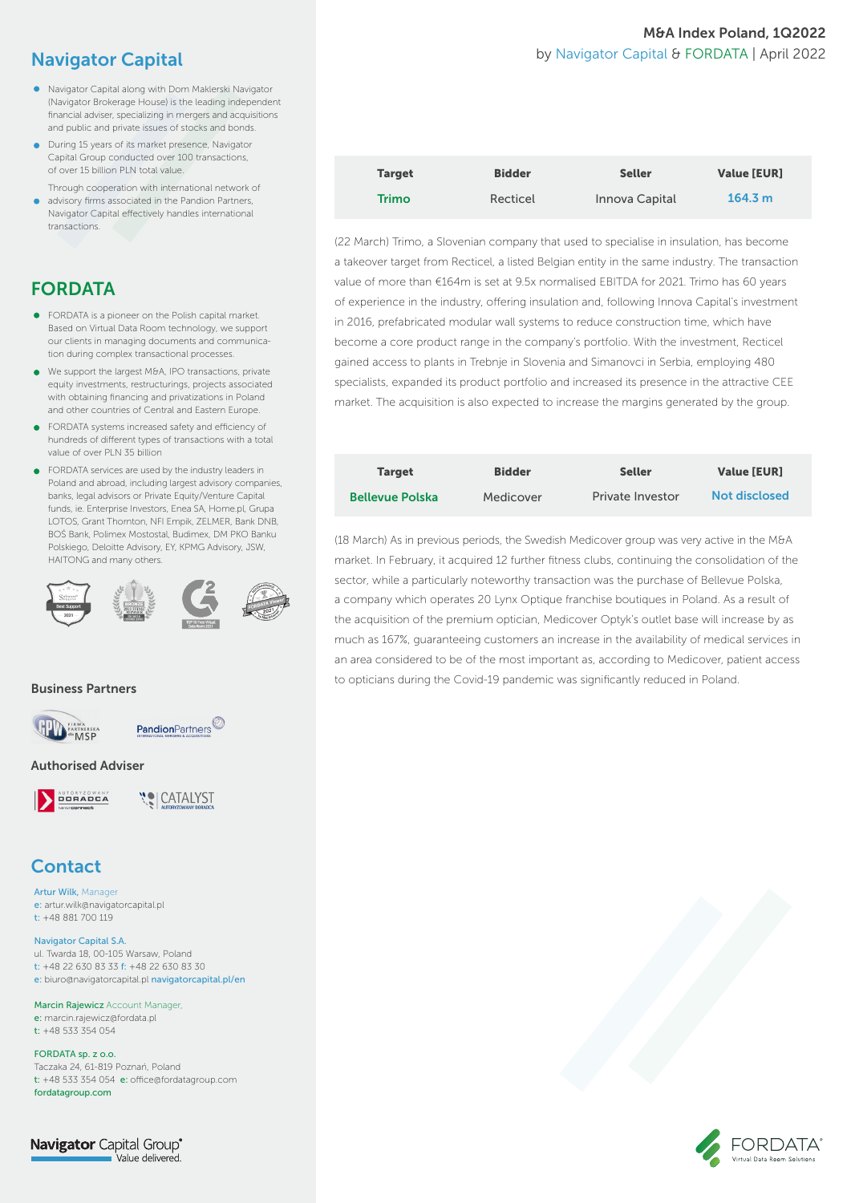**M&A Index Poland, 1Q2022**
by Navigator Capital & FORDATA | April 2022

| Target | Bidder | Seller | Value [EUR] |
|---|---|---|---|
| Trimo | Recticel | Innova Capital | 164.3 m |

(22 March) Trimo, a Slovenian company that used to specialise in insulation, has become a takeover target from Recticel, a listed Belgian entity in the same industry. The transaction value of more than €164m is set at 9.5x normalised EBITDA for 2021. Trimo has 60 years of experience in the industry, offering insulation and, following Innova Capital's investment in 2016, prefabricated modular wall systems to reduce construction time, which have become a core product range in the company's portfolio. With the investment, Recticel gained access to plants in Trebnje in Slovenia and Simanovci in Serbia, employing 480 specialists, expanded its product portfolio and increased its presence in the attractive CEE market. The acquisition is also expected to increase the margins generated by the group.

| Target | Bidder | Seller | Value [EUR] |
|---|---|---|---|
| Bellevue Polska | Medicover | Private Investor | Not disclosed |

(18 March) As in previous periods, the Swedish Medicover group was very active in the M&A market. In February, it acquired 12 further fitness clubs, continuing the consolidation of the sector, while a particularly noteworthy transaction was the purchase of Bellevue Polska, a company which operates 20 Lynx Optique franchise boutiques in Poland. As a result of the acquisition of the premium optician, Medicover Optyk's outlet base will increase by as much as 167%, guaranteeing customers an increase in the availability of medical services in an area considered to be of the most important as, according to Medicover, patient access to opticians during the Covid-19 pandemic was significantly reduced in Poland.

## Navigator Capital

- Navigator Capital along with Dom Maklerski Navigator (Navigator Brokerage House) is the leading independent financial adviser, specializing in mergers and acquisitions and public and private issues of stocks and bonds.
- During 15 years of its market presence, Navigator Capital Group conducted over 100 transactions, of over 15 billion PLN total value.
- Through cooperation with international network of advisory firms associated in the Pandion Partners, Navigator Capital effectively handles international transactions.

## FORDATA

- FORDATA is a pioneer on the Polish capital market. Based on Virtual Data Room technology, we support our clients in managing documents and communication during complex transactional processes.
- We support the largest M&A, IPO transactions, private equity investments, restructurings, projects associated with obtaining financing and privatizations in Poland and other countries of Central and Eastern Europe.
- FORDATA systems increased safety and efficiency of hundreds of different types of transactions with a total value of over PLN 35 billion
- FORDATA services are used by the industry leaders in Poland and abroad, including largest advisory companies, banks, legal advisors or Private Equity/Venture Capital funds, ie. Enterprise Investors, Enea SA, Home.pl, Grupa LOTOS, Grant Thornton, NFI Empik, ZELMER, Bank DNB, BOŚ Bank, Polimex Mostostal, Budimex, DM PKO Banku Polskiego, Deloitte Advisory, EY, KPMG Advisory, JSW, HAITONG and many others.

### Business Partners

### Authorised Adviser

## Contact

Artur Wilk, Manager
e: artur.wilk@navigatorcapital.pl
t: +48 881 700 119

Navigator Capital S.A.
ul. Twarda 18, 00-105 Warsaw, Poland
t: +48 22 630 83 33 f: +48 22 630 83 30
e: biuro@navigatorcapital.pl navigatorcapital.pl/en

Marcin Rajewicz Account Manager,
e: marcin.rajewicz@fordata.pl
t: +48 533 354 054

FORDATA sp. z o.o.
Taczaka 24, 61-819 Poznań, Poland
t: +48 533 354 054 e: office@fordatagroup.com
fordatagroup.com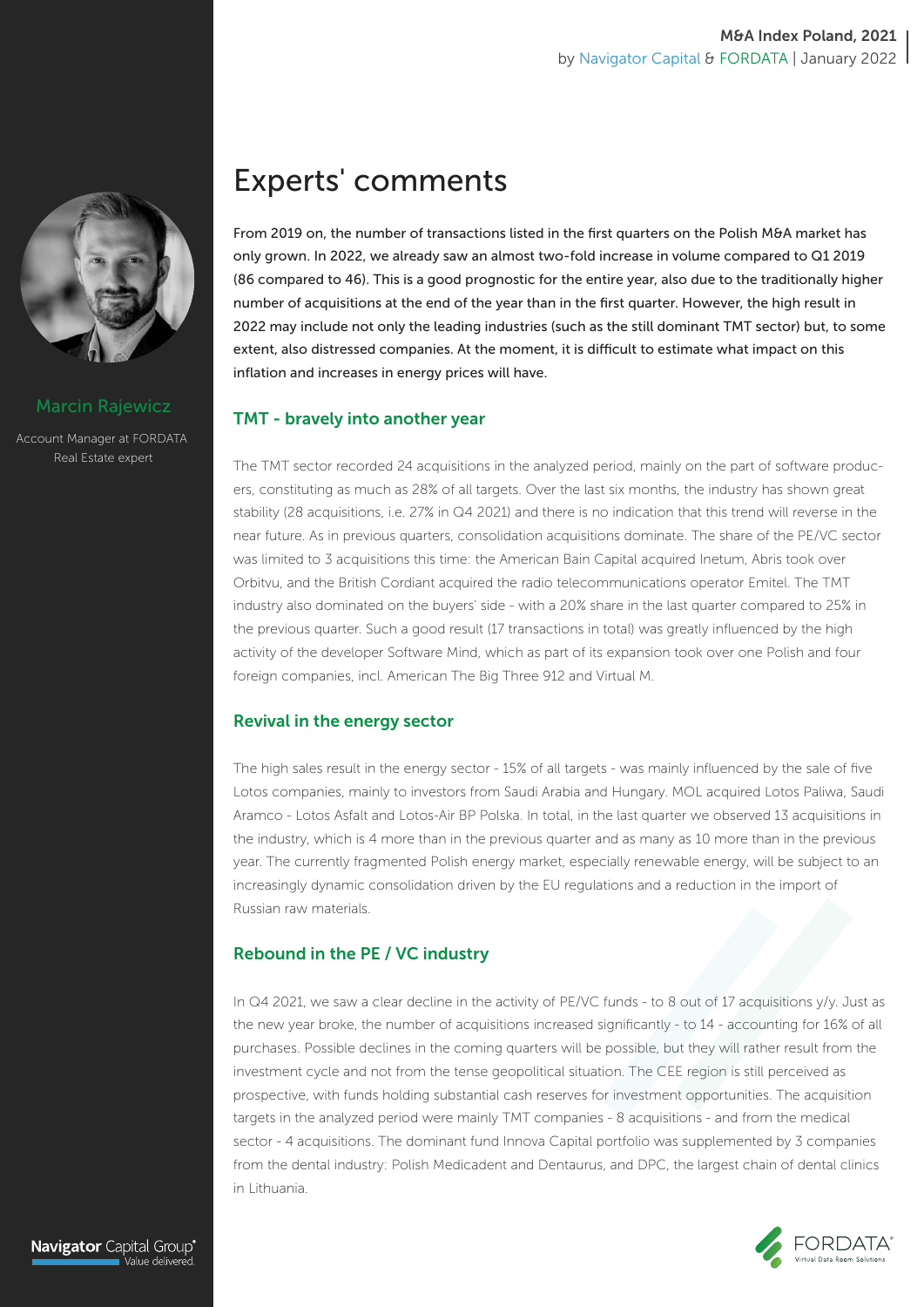# Experts' comments

Marcin Rajewicz

Account Manager at FORDATA
Real Estate expert

From 2019 on, the number of transactions listed in the first quarters on the Polish M&A market has only grown. In 2022, we already saw an almost two-fold increase in volume compared to Q1 2019 (86 compared to 46). This is a good prognostic for the entire year, also due to the traditionally higher number of acquisitions at the end of the year than in the first quarter. However, the high result in 2022 may include not only the leading industries (such as the still dominant TMT sector) but, to some extent, also distressed companies. At the moment, it is difficult to estimate what impact on this inflation and increases in energy prices will have.

## TMT - bravely into another year

The TMT sector recorded 24 acquisitions in the analyzed period, mainly on the part of software producers, constituting as much as 28% of all targets. Over the last six months, the industry has shown great stability (28 acquisitions, i.e. 27% in Q4 2021) and there is no indication that this trend will reverse in the near future. As in previous quarters, consolidation acquisitions dominate. The share of the PE/VC sector was limited to 3 acquisitions this time: the American Bain Capital acquired Inetum, Abris took over Orbitvu, and the British Cordiant acquired the radio telecommunications operator Emitel. The TMT industry also dominated on the buyers' side - with a 20% share in the last quarter compared to 25% in the previous quarter. Such a good result (17 transactions in total) was greatly influenced by the high activity of the developer Software Mind, which as part of its expansion took over one Polish and four foreign companies, incl. American The Big Three 912 and Virtual M.

## Revival in the energy sector

The high sales result in the energy sector - 15% of all targets - was mainly influenced by the sale of five Lotos companies, mainly to investors from Saudi Arabia and Hungary. MOL acquired Lotos Paliwa, Saudi Aramco - Lotos Asfalt and Lotos-Air BP Polska. In total, in the last quarter we observed 13 acquisitions in the industry, which is 4 more than in the previous quarter and as many as 10 more than in the previous year. The currently fragmented Polish energy market, especially renewable energy, will be subject to an increasingly dynamic consolidation driven by the EU regulations and a reduction in the import of Russian raw materials.

## Rebound in the PE / VC industry

In Q4 2021, we saw a clear decline in the activity of PE/VC funds - to 8 out of 17 acquisitions y/y. Just as the new year broke, the number of acquisitions increased significantly - to 14 - accounting for 16% of all purchases. Possible declines in the coming quarters will be possible, but they will rather result from the investment cycle and not from the tense geopolitical situation. The CEE region is still perceived as prospective, with funds holding substantial cash reserves for investment opportunities. The acquisition targets in the analyzed period were mainly TMT companies - 8 acquisitions - and from the medical sector - 4 acquisitions. The dominant fund Innova Capital portfolio was supplemented by 3 companies from the dental industry: Polish Medicadent and Dentaurus, and DPC, the largest chain of dental clinics in Lithuania.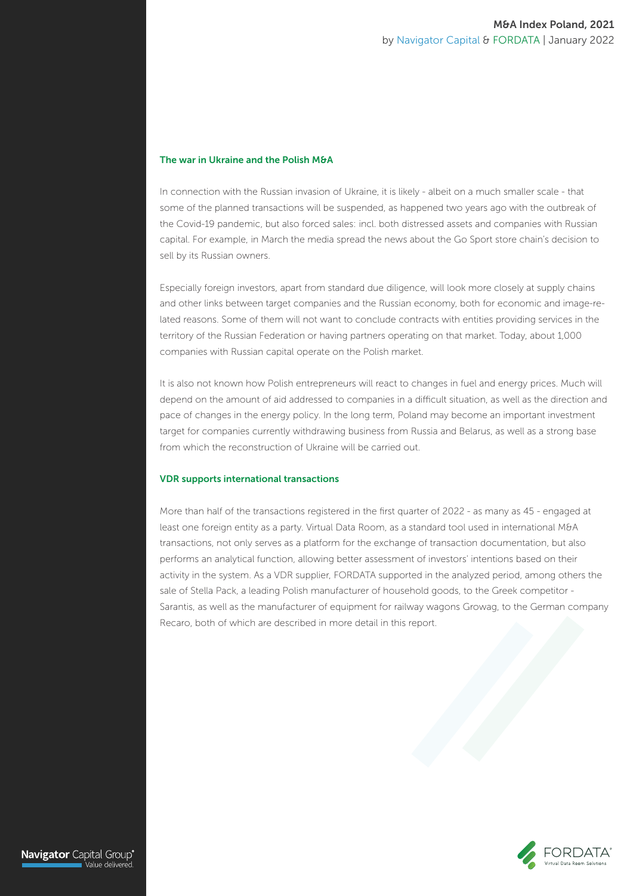## The war in Ukraine and the Polish M&A

In connection with the Russian invasion of Ukraine, it is likely - albeit on a much smaller scale - that some of the planned transactions will be suspended, as happened two years ago with the outbreak of the Covid-19 pandemic, but also forced sales: incl. both distressed assets and companies with Russian capital. For example, in March the media spread the news about the Go Sport store chain's decision to sell by its Russian owners.

Especially foreign investors, apart from standard due diligence, will look more closely at supply chains and other links between target companies and the Russian economy, both for economic and image-related reasons. Some of them will not want to conclude contracts with entities providing services in the territory of the Russian Federation or having partners operating on that market. Today, about 1,000 companies with Russian capital operate on the Polish market.

It is also not known how Polish entrepreneurs will react to changes in fuel and energy prices. Much will depend on the amount of aid addressed to companies in a difficult situation, as well as the direction and pace of changes in the energy policy. In the long term, Poland may become an important investment target for companies currently withdrawing business from Russia and Belarus, as well as a strong base from which the reconstruction of Ukraine will be carried out.

## VDR supports international transactions

More than half of the transactions registered in the first quarter of 2022 - as many as 45 - engaged at least one foreign entity as a party. Virtual Data Room, as a standard tool used in international M&A transactions, not only serves as a platform for the exchange of transaction documentation, but also performs an analytical function, allowing better assessment of investors' intentions based on their activity in the system. As a VDR supplier, FORDATA supported in the analyzed period, among others the sale of Stella Pack, a leading Polish manufacturer of household goods, to the Greek competitor - Sarantis, as well as the manufacturer of equipment for railway wagons Growag, to the German company Recaro, both of which are described in more detail in this report.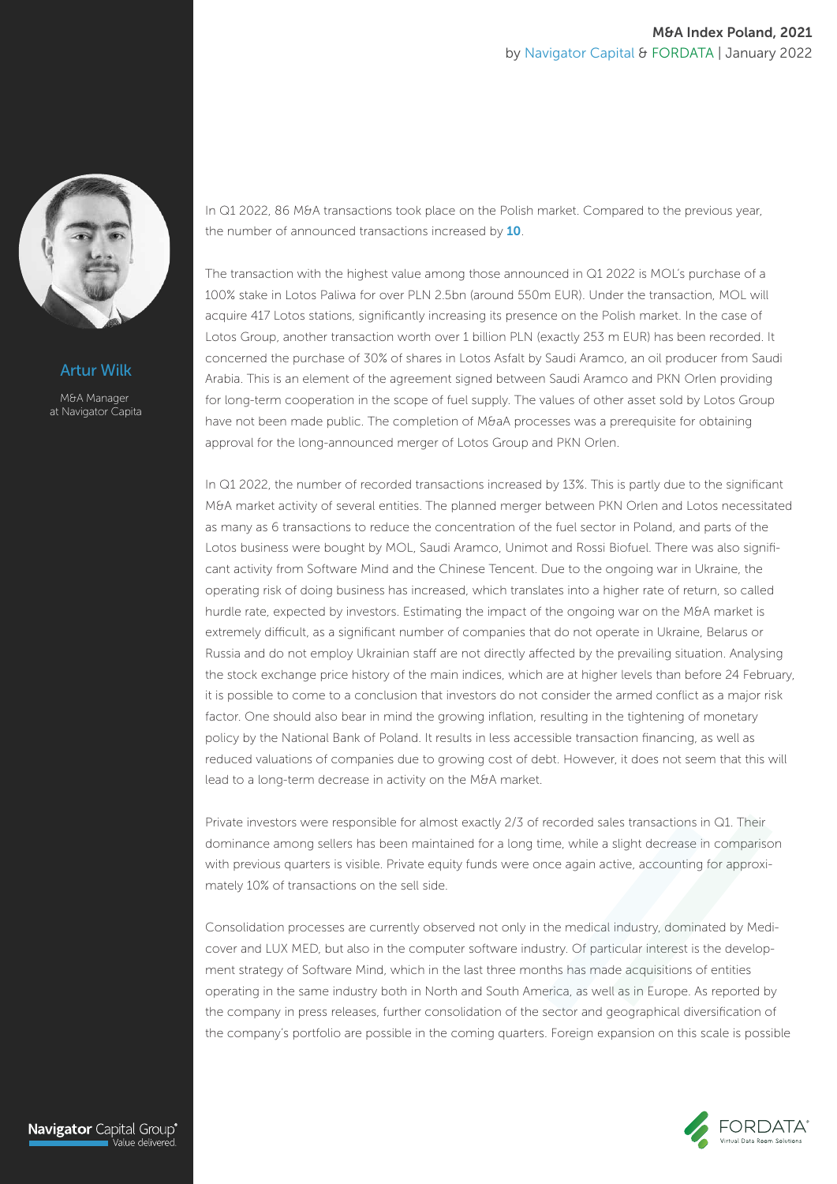Artur Wilk

M&A Manager
at Navigator Capita

In Q1 2022, 86 M&A transactions took place on the Polish market. Compared to the previous year, the number of announced transactions increased by **10**.

The transaction with the highest value among those announced in Q1 2022 is MOL's purchase of a 100% stake in Lotos Paliwa for over PLN 2.5bn (around 550m EUR). Under the transaction, MOL will acquire 417 Lotos stations, significantly increasing its presence on the Polish market. In the case of Lotos Group, another transaction worth over 1 billion PLN (exactly 253 m EUR) has been recorded. It concerned the purchase of 30% of shares in Lotos Asfalt by Saudi Aramco, an oil producer from Saudi Arabia. This is an element of the agreement signed between Saudi Aramco and PKN Orlen providing for long-term cooperation in the scope of fuel supply. The values of other asset sold by Lotos Group have not been made public. The completion of M&aA processes was a prerequisite for obtaining approval for the long-announced merger of Lotos Group and PKN Orlen.

In Q1 2022, the number of recorded transactions increased by 13%. This is partly due to the significant M&A market activity of several entities. The planned merger between PKN Orlen and Lotos necessitated as many as 6 transactions to reduce the concentration of the fuel sector in Poland, and parts of the Lotos business were bought by MOL, Saudi Aramco, Unimot and Rossi Biofuel. There was also significant activity from Software Mind and the Chinese Tencent. Due to the ongoing war in Ukraine, the operating risk of doing business has increased, which translates into a higher rate of return, so called hurdle rate, expected by investors. Estimating the impact of the ongoing war on the M&A market is extremely difficult, as a significant number of companies that do not operate in Ukraine, Belarus or Russia and do not employ Ukrainian staff are not directly affected by the prevailing situation. Analysing the stock exchange price history of the main indices, which are at higher levels than before 24 February, it is possible to come to a conclusion that investors do not consider the armed conflict as a major risk factor. One should also bear in mind the growing inflation, resulting in the tightening of monetary policy by the National Bank of Poland. It results in less accessible transaction financing, as well as reduced valuations of companies due to growing cost of debt. However, it does not seem that this will lead to a long-term decrease in activity on the M&A market.

Private investors were responsible for almost exactly 2/3 of recorded sales transactions in Q1. Their dominance among sellers has been maintained for a long time, while a slight decrease in comparison with previous quarters is visible. Private equity funds were once again active, accounting for approximately 10% of transactions on the sell side.

Consolidation processes are currently observed not only in the medical industry, dominated by Medicover and LUX MED, but also in the computer software industry. Of particular interest is the development strategy of Software Mind, which in the last three months has made acquisitions of entities operating in the same industry both in North and South America, as well as in Europe. As reported by the company in press releases, further consolidation of the sector and geographical diversification of the company's portfolio are possible in the coming quarters. Foreign expansion on this scale is possible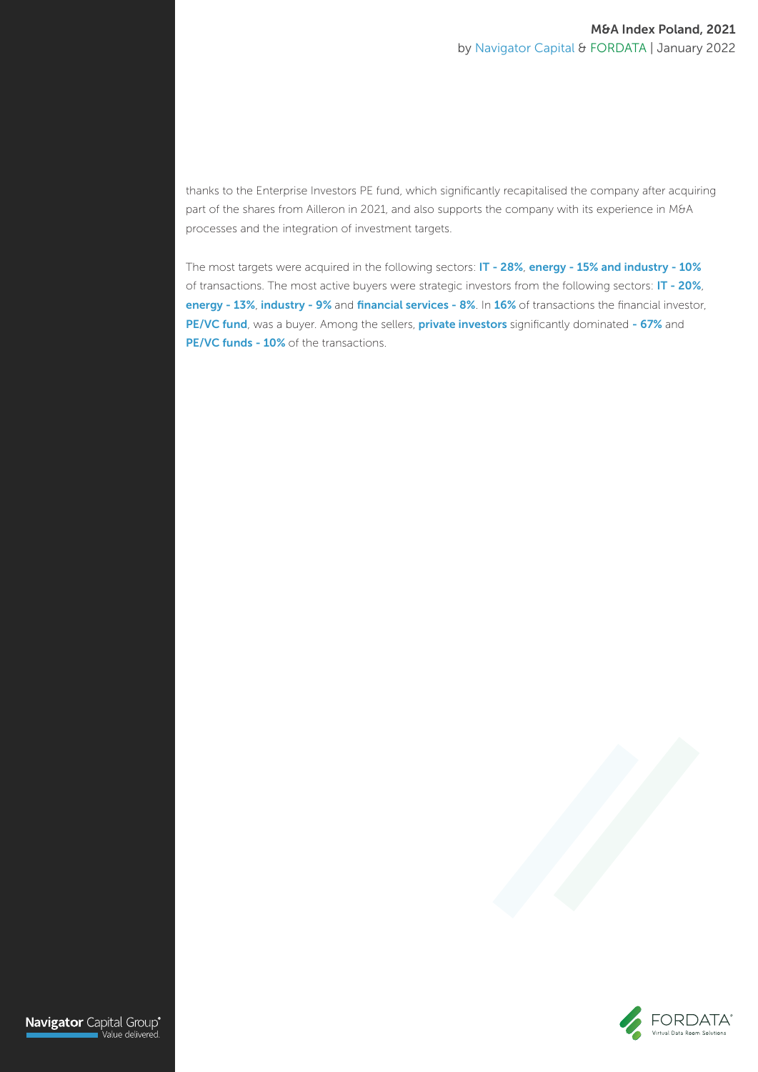thanks to the Enterprise Investors PE fund, which significantly recapitalised the company after acquiring part of the shares from Ailleron in 2021, and also supports the company with its experience in M&A processes and the integration of investment targets.

The most targets were acquired in the following sectors: **IT - 28%**, **energy - 15% and industry - 10%** of transactions. The most active buyers were strategic investors from the following sectors: **IT - 20%**, **energy - 13%**, **industry - 9%** and **financial services - 8%**. In **16%** of transactions the financial investor, **PE/VC fund**, was a buyer. Among the sellers, **private investors** significantly dominated **- 67%** and **PE/VC funds - 10%** of the transactions.